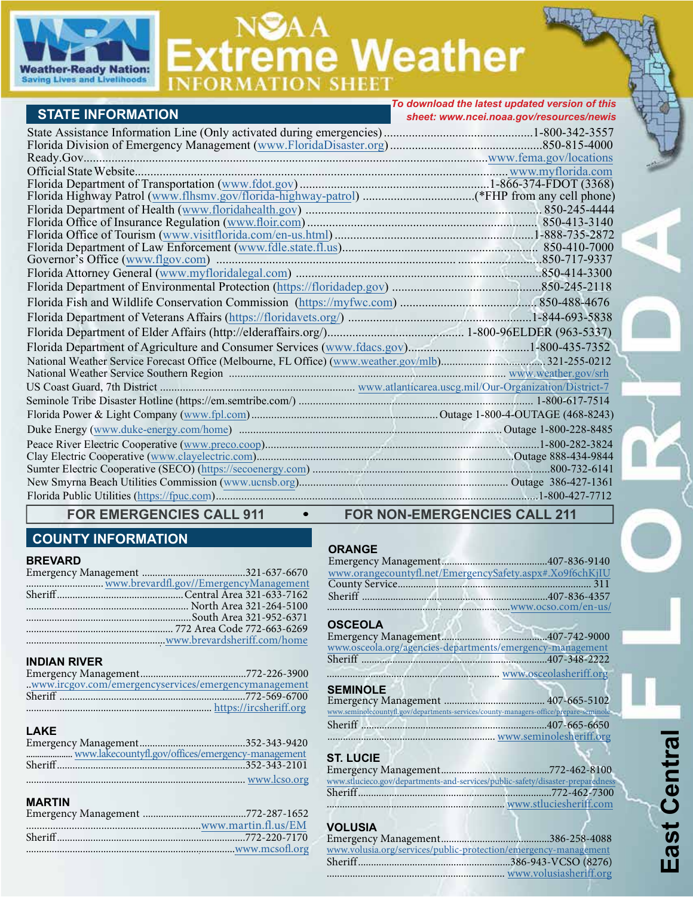# NOAA Extreme Weather INFORMATION SHEET

Weather-Ready Nation: Saving Lives and Livelihoods

*To download the latest updated version of this sheet: www.ncei.noaa.gov/resources/newis*

# FLORIDA

## East Central

## STATE INFORMATION

- State Assistance Information Line (Only activated during emergencies) ... 1-800-342-3557
- Florida Division of Emergency Management (www.FloridaDisaster.org) ... 850-815-4000
- Ready.Gov ... www.fema.gov/locations
- Official State Website ... www.myflorida.com
- Florida Department of Transportation (www.fdot.gov) ... 1-866-374-FDOT (3368)
- Florida Highway Patrol (www.flhsmv.gov/florida-highway-patrol) ... (*FHP from any cell phone)
- Florida Department of Health (www.floridahealth.gov) ... 850-245-4444
- Florida Office of Insurance Regulation (www.floir.com) ... 850-413-3140
- Florida Office of Tourism (www.visitflorida.com/en-us.html) ... 1-888-735-2872
- Florida Department of Law Enforcement (www.fdle.state.fl.us) ... 850-410-7000
- Governor's Office (www.flgov.com) ... 850-717-9337
- Florida Attorney General (www.myfloridalegal.com) ... 850-414-3300
- Florida Department of Environmental Protection (https://floridadep.gov) ... 850-245-2118
- Florida Fish and Wildlife Conservation Commission (https://myfwc.com) ... 850-488-4676
- Florida Department of Veterans Affairs (https://floridavets.org/) ... 1-844-693-5838
- Florida Department of Elder Affairs (http://elderaffairs.org/) ... 1-800-96ELDER (963-5337)
- Florida Department of Agriculture and Consumer Services (www.fdacs.gov) ... 1-800-435-7352
- National Weather Service Forecast Office (Melbourne, FL Office) (www.weather.gov/mlb) ... 321-255-0212
- National Weather Service Southern Region ... www.weather.gov/srh
- US Coast Guard, 7th District ... www.atlanticarea.uscg.mil/Our-Organization/District-7
- Seminole Tribe Disaster Hotline (https://em.semtribe.com/) ... 1-800-617-7514
- Florida Power & Light Company (www.fpl.com) ... Outage 1-800-4-OUTAGE (468-8243)
- Duke Energy (www.duke-energy.com/home) ... Outage 1-800-228-8485
- Peace River Electric Cooperative (www.preco.coop) ... 1-800-282-3824
- Clay Electric Cooperative (www.clayelectric.com) ... Outage 888-434-9844
- Sumter Electric Cooperative (SECO) (https://secoenergy.com) ... 800-732-6141
- New Smyrna Beach Utilities Commission (www.ucnsb.org) ... Outage 386-427-1361
- Florida Public Utilities (https://fpuc.com) ... 1-800-427-7712

**FOR EMERGENCIES CALL 911 • FOR NON-EMERGENCIES CALL 211**

## COUNTY INFORMATION

### BREVARD
- Emergency Management ... 321-637-6670
- www.brevardfl.gov//EmergencyManagement
- Sheriff ... Central Area 321-633-7162
- North Area 321-264-5100
- South Area 321-952-6371
- 772 Area Code 772-663-6269
- www.brevardsheriff.com/home

### INDIAN RIVER
- Emergency Management ... 772-226-3900
- www.ircgov.com/emergencyservices/emergencymanagement
- Sheriff ... 772-569-6700
- https://ircsheriff.org

### LAKE
- Emergency Management ... 352-343-9420
- www.lakecountyfl.gov/offices/emergency-management
- Sheriff ... 352-343-2101
- www.lcso.org

### MARTIN
- Emergency Management ... 772-287-1652
- www.martin.fl.us/EM
- Sheriff ... 772-220-7170
- www.mcsofl.org

### ORANGE
- Emergency Management ... 407-836-9140
- www.orangecountyfl.net/EmergencySafety.aspx#.Xo9f6chKjIU
- County Service ... 311
- Sheriff ... 407-836-4357
- www.ocso.com/en-us/

### OSCEOLA
- Emergency Management ... 407-742-9000
- www.osceola.org/agencies-departments/emergency-management
- Sheriff ... 407-348-2222
- www.osceolasheriff.org

### SEMINOLE
- Emergency Management ... 407-665-5102
- www.seminolecountyfl.gov/departments-services/county-managers-office/prepare-seminole
- Sheriff ... 407-665-6650
- www.seminolesheriff.org

### ST. LUCIE
- Emergency Management ... 772-462-8100
- www.stlucieco.gov/departments-and-services/public-safety/disaster-preparedness
- Sheriff ... 772-462-7300
- www.stluciesheriff.com

### VOLUSIA
- Emergency Management ... 386-258-4088
- www.volusia.org/services/public-protection/emergency-management
- Sheriff ... 386-943-VCSO (8276)
- www.volusiasheriff.org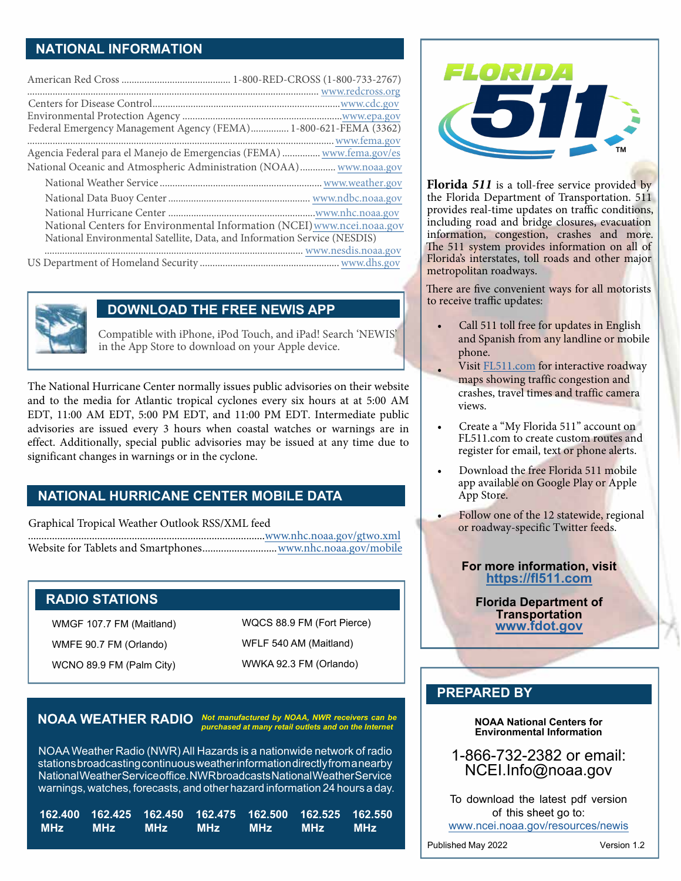## NATIONAL INFORMATION

American Red Cross .......................................... 1-800-RED-CROSS (1-800-733-2767) ......................................................................................................... www.redcross.org
Centers for Disease Control.........................................................................www.cdc.gov
Environmental Protection Agency ..............................................................www.epa.gov
Federal Emergency Management Agency (FEMA)............... 1-800-621-FEMA (3362) ......................................................................................................................... www.fema.gov
Agencia Federal para el Manejo de Emergencias (FEMA) ............... www.fema.gov/es
National Oceanic and Atmospheric Administration (NOAA).............. www.noaa.gov

- National Weather Service ................................................................ www.weather.gov
- National Data Buoy Center ........................................................ www.ndbc.noaa.gov
- National Hurricane Center ..........................................................www.nhc.noaa.gov
- National Centers for Environmental Information (NCEI) www.ncei.noaa.gov
- National Environmental Satellite, Data, and Information Service (NESDIS) ...................................................................................................... www.nesdis.noaa.gov

US Department of Homeland Security ....................................................... www.dhs.gov

## DOWNLOAD THE FREE NEWIS APP

Compatible with iPhone, iPod Touch, and iPad! Search 'NEWIS' in the App Store to download on your Apple device.

The National Hurricane Center normally issues public advisories on their website and to the media for Atlantic tropical cyclones every six hours at at 5:00 AM EDT, 11:00 AM EDT, 5:00 PM EDT, and 11:00 PM EDT. Intermediate public advisories are issued every 3 hours when coastal watches or warnings are in effect. Additionally, special public advisories may be issued at any time due to significant changes in warnings or in the cyclone.

## NATIONAL HURRICANE CENTER MOBILE DATA

Graphical Tropical Weather Outlook RSS/XML feed .........................................................................................www.nhc.noaa.gov/gtwo.xml
Website for Tablets and Smartphones............................www.nhc.noaa.gov/mobile

## RADIO STATIONS

| | |
|---|---|
| WMGF 107.7 FM (Maitland) | WQCS 88.9 FM (Fort Pierce) |
| WMFE 90.7 FM (Orlando) | WFLF 540 AM (Maitland) |
| WCNO 89.9 FM (Palm City) | WWKA 92.3 FM (Orlando) |

## NOAA WEATHER RADIO

*Not manufactured by NOAA, NWR receivers can be purchased at many retail outlets and on the Internet*

NOAA Weather Radio (NWR) All Hazards is a nationwide network of radio stations broadcasting continuous weather information directly from a nearby National Weather Service office. NWR broadcasts National Weather Service warnings, watches, forecasts, and other hazard information 24 hours a day.

**162.400 MHz** **162.425 MHz** **162.450 MHz** **162.475 MHz** **162.500 MHz** **162.525 MHz** **162.550 MHz**

FLORIDA 511™

**Florida *511*** is a toll-free service provided by the Florida Department of Transportation. 511 provides real-time updates on traffic conditions, including road and bridge closures, evacuation information, congestion, crashes and more. The 511 system provides information on all of Florida's interstates, toll roads and other major metropolitan roadways.

There are five convenient ways for all motorists to receive traffic updates:

- Call 511 toll free for updates in English and Spanish from any landline or mobile phone.
- Visit FL511.com for interactive roadway maps showing traffic congestion and crashes, travel times and traffic camera views.
- Create a "My Florida 511" account on FL511.com to create custom routes and register for email, text or phone alerts.
- Download the free Florida 511 mobile app available on Google Play or Apple App Store.
- Follow one of the 12 statewide, regional or roadway-specific Twitter feeds.

**For more information, visit https://fl511.com**

**Florida Department of Transportation www.fdot.gov**

## PREPARED BY

**NOAA National Centers for Environmental Information**

1-866-732-2382 or email: NCEI.Info@noaa.gov

To download the latest pdf version of this sheet go to: www.ncei.noaa.gov/resources/newis

Published May 2022 Version 1.2